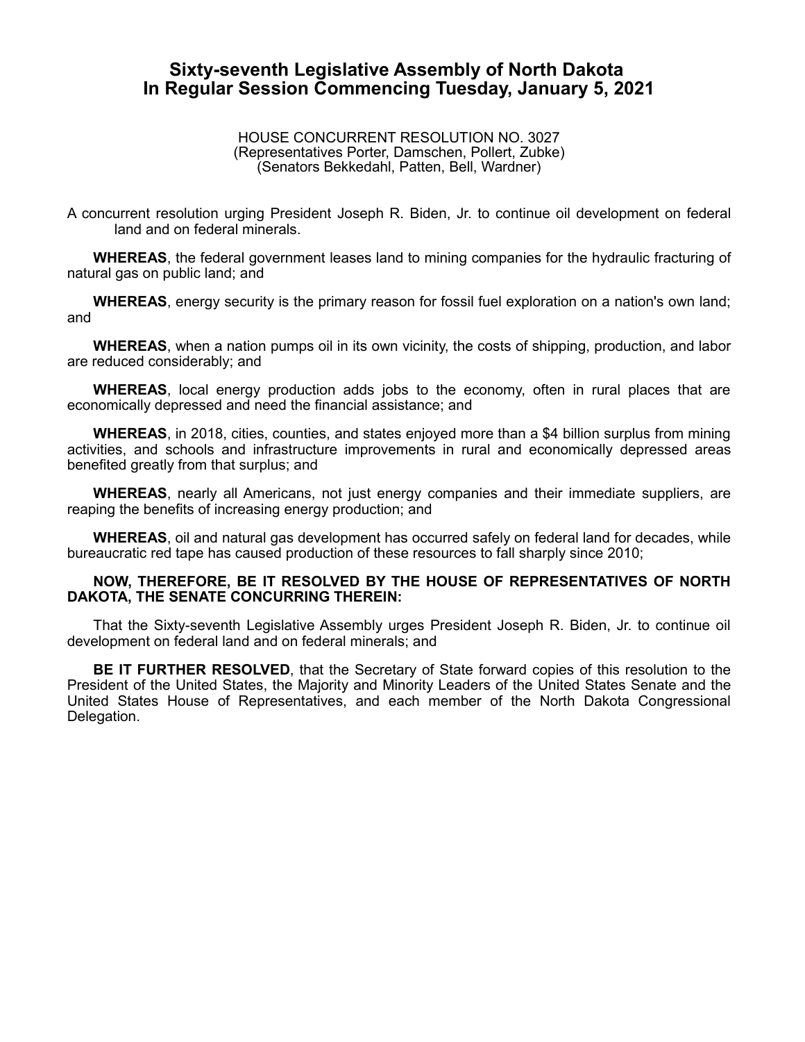# Sixty-seventh Legislative Assembly of North Dakota
# In Regular Session Commencing Tuesday, January 5, 2021

HOUSE CONCURRENT RESOLUTION NO. 3027
(Representatives Porter, Damschen, Pollert, Zubke)
(Senators Bekkedahl, Patten, Bell, Wardner)

A concurrent resolution urging President Joseph R. Biden, Jr. to continue oil development on federal land and on federal minerals.

**WHEREAS**, the federal government leases land to mining companies for the hydraulic fracturing of natural gas on public land; and

**WHEREAS**, energy security is the primary reason for fossil fuel exploration on a nation's own land; and

**WHEREAS**, when a nation pumps oil in its own vicinity, the costs of shipping, production, and labor are reduced considerably; and

**WHEREAS**, local energy production adds jobs to the economy, often in rural places that are economically depressed and need the financial assistance; and

**WHEREAS**, in 2018, cities, counties, and states enjoyed more than a $4 billion surplus from mining activities, and schools and infrastructure improvements in rural and economically depressed areas benefited greatly from that surplus; and

**WHEREAS**, nearly all Americans, not just energy companies and their immediate suppliers, are reaping the benefits of increasing energy production; and

**WHEREAS**, oil and natural gas development has occurred safely on federal land for decades, while bureaucratic red tape has caused production of these resources to fall sharply since 2010;

**NOW, THEREFORE, BE IT RESOLVED BY THE HOUSE OF REPRESENTATIVES OF NORTH DAKOTA, THE SENATE CONCURRING THEREIN:**

That the Sixty-seventh Legislative Assembly urges President Joseph R. Biden, Jr. to continue oil development on federal land and on federal minerals; and

**BE IT FURTHER RESOLVED**, that the Secretary of State forward copies of this resolution to the President of the United States, the Majority and Minority Leaders of the United States Senate and the United States House of Representatives, and each member of the North Dakota Congressional Delegation.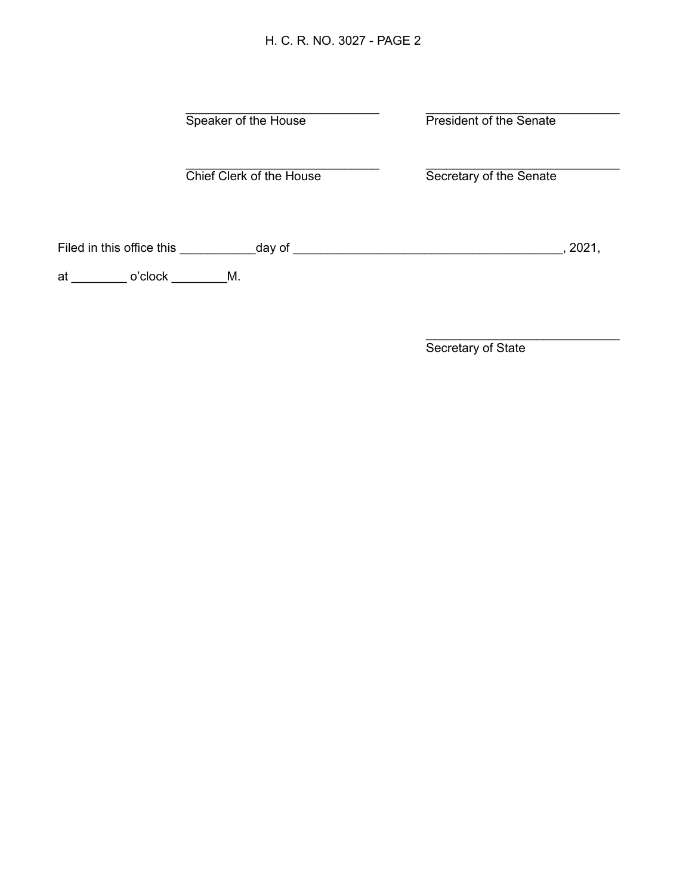H. C. R. NO. 3027 - PAGE 2

| | |
|---|---|
| ____________________________ | ____________________________ |
| Speaker of the House | President of the Senate |
| ____________________________ | ____________________________ |
| Chief Clerk of the House | Secretary of the Senate |

Filed in this office this ___________day of ______________________________________, 2021,

at ________ o'clock ________M.

____________________________
Secretary of State